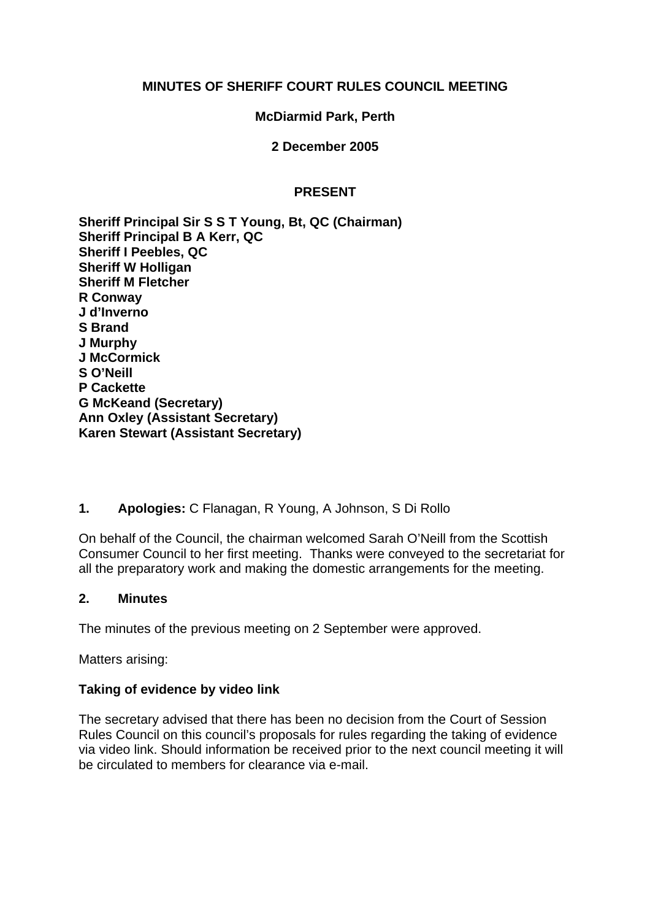# MINUTES OF SHERIFF COURT RULES COUNCIL MEETING

**McDiarmid Park, Perth**

**2 December 2005**

**PRESENT**

**Sheriff Principal Sir S S T Young, Bt, QC (Chairman)**
**Sheriff Principal B A Kerr, QC**
**Sheriff I Peebles, QC**
**Sheriff W Holligan**
**Sheriff M Fletcher**
**R Conway**
**J d'Inverno**
**S Brand**
**J Murphy**
**J McCormick**
**S O'Neill**
**P Cackette**
**G McKeand (Secretary)**
**Ann Oxley (Assistant Secretary)**
**Karen Stewart (Assistant Secretary)**

**1. Apologies:** C Flanagan, R Young, A Johnson, S Di Rollo

On behalf of the Council, the chairman welcomed Sarah O'Neill from the Scottish Consumer Council to her first meeting. Thanks were conveyed to the secretariat for all the preparatory work and making the domestic arrangements for the meeting.

**2. Minutes**

The minutes of the previous meeting on 2 September were approved.

Matters arising:

**Taking of evidence by video link**

The secretary advised that there has been no decision from the Court of Session Rules Council on this council's proposals for rules regarding the taking of evidence via video link. Should information be received prior to the next council meeting it will be circulated to members for clearance via e-mail.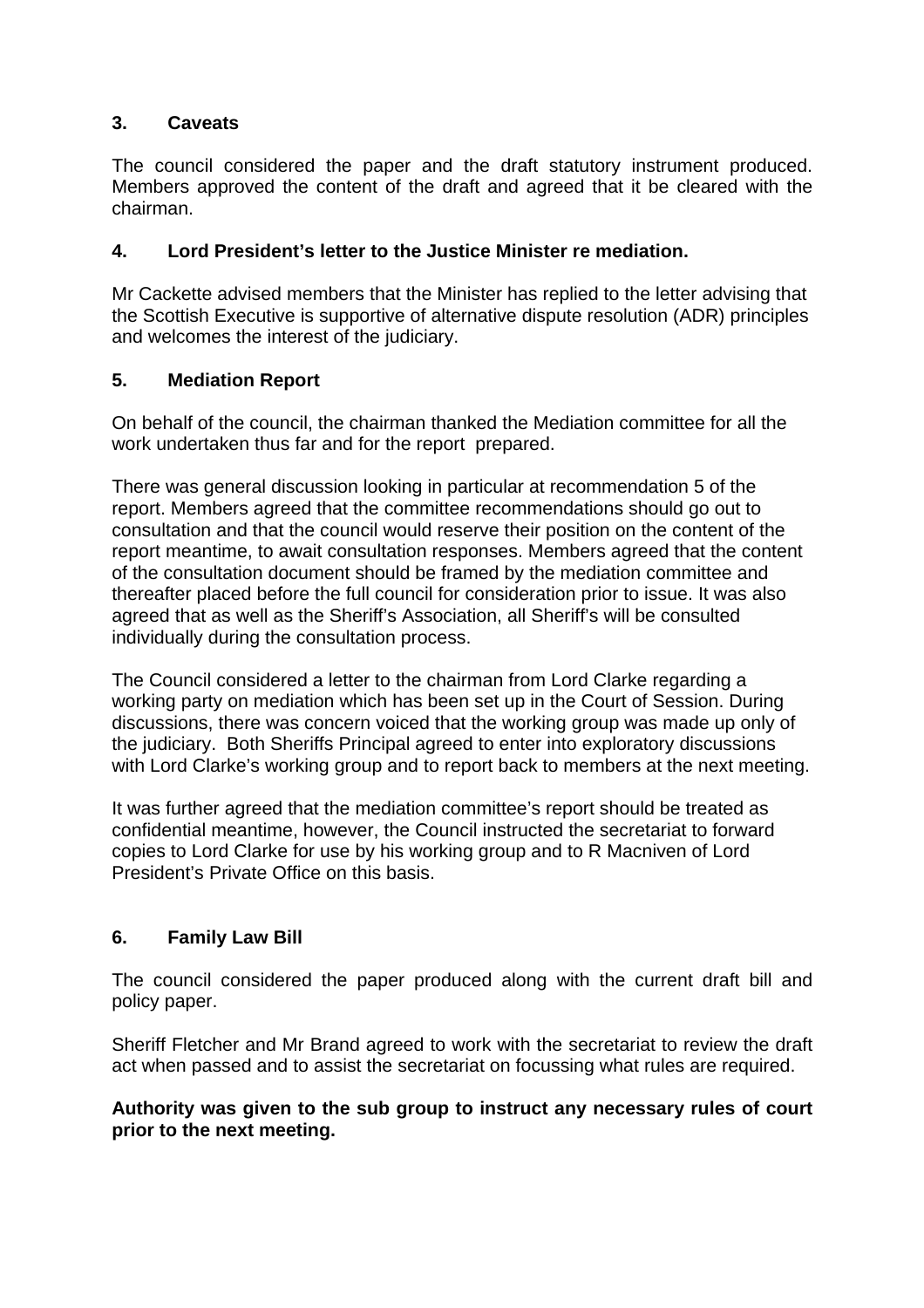## 3. Caveats

The council considered the paper and the draft statutory instrument produced. Members approved the content of the draft and agreed that it be cleared with the chairman.

## 4. Lord President's letter to the Justice Minister re mediation.

Mr Cackette advised members that the Minister has replied to the letter advising that the Scottish Executive is supportive of alternative dispute resolution (ADR) principles and welcomes the interest of the judiciary.

## 5. Mediation Report

On behalf of the council, the chairman thanked the Mediation committee for all the work undertaken thus far and for the report prepared.

There was general discussion looking in particular at recommendation 5 of the report. Members agreed that the committee recommendations should go out to consultation and that the council would reserve their position on the content of the report meantime, to await consultation responses. Members agreed that the content of the consultation document should be framed by the mediation committee and thereafter placed before the full council for consideration prior to issue. It was also agreed that as well as the Sheriff's Association, all Sheriff's will be consulted individually during the consultation process.

The Council considered a letter to the chairman from Lord Clarke regarding a working party on mediation which has been set up in the Court of Session. During discussions, there was concern voiced that the working group was made up only of the judiciary. Both Sheriffs Principal agreed to enter into exploratory discussions with Lord Clarke's working group and to report back to members at the next meeting.

It was further agreed that the mediation committee's report should be treated as confidential meantime, however, the Council instructed the secretariat to forward copies to Lord Clarke for use by his working group and to R Macniven of Lord President's Private Office on this basis.

## 6. Family Law Bill

The council considered the paper produced along with the current draft bill and policy paper.

Sheriff Fletcher and Mr Brand agreed to work with the secretariat to review the draft act when passed and to assist the secretariat on focussing what rules are required.

**Authority was given to the sub group to instruct any necessary rules of court prior to the next meeting.**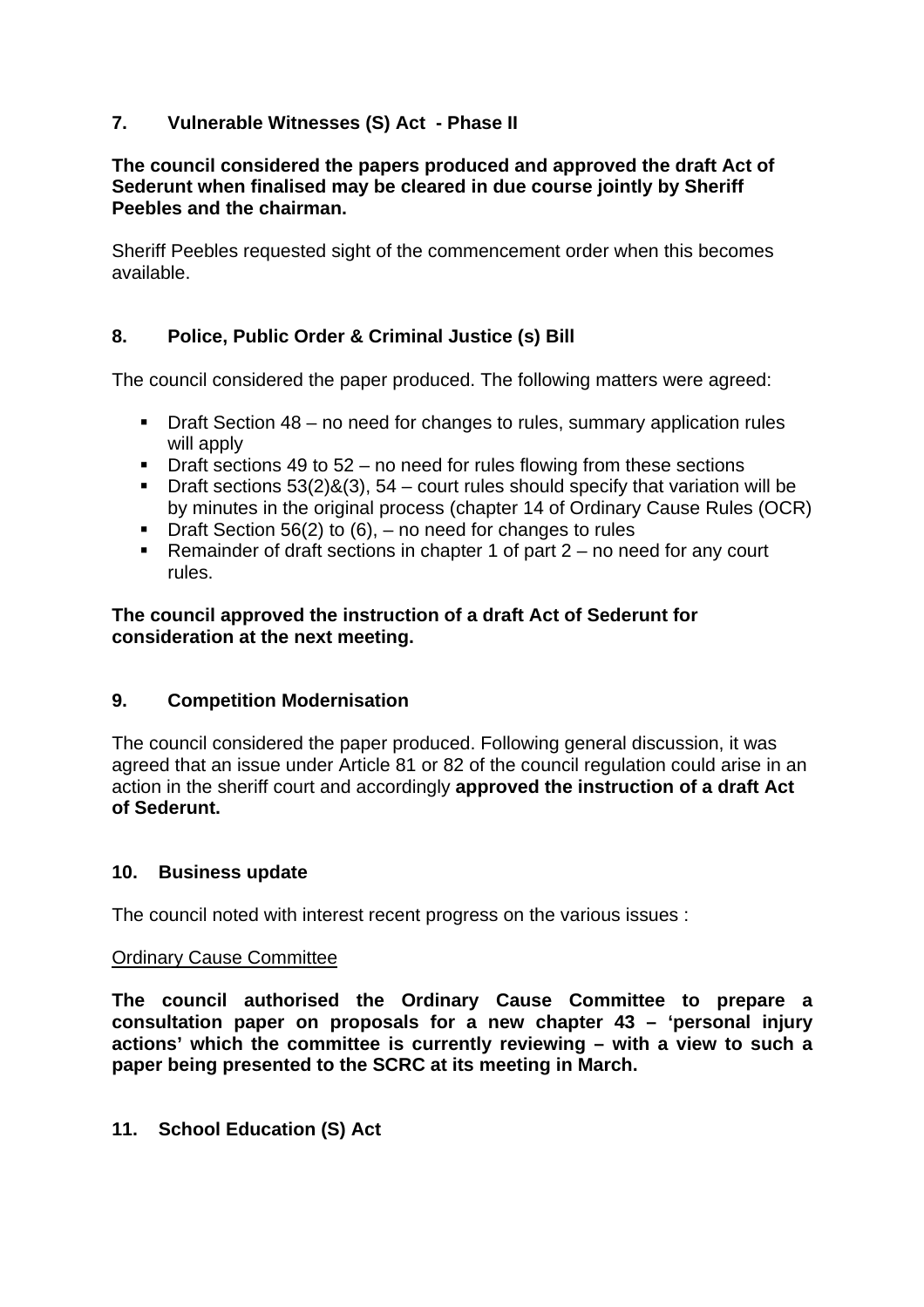## 7. Vulnerable Witnesses (S) Act - Phase II

**The council considered the papers produced and approved the draft Act of Sederunt when finalised may be cleared in due course jointly by Sheriff Peebles and the chairman.**

Sheriff Peebles requested sight of the commencement order when this becomes available.

## 8. Police, Public Order & Criminal Justice (s) Bill

The council considered the paper produced. The following matters were agreed:

- Draft Section 48 – no need for changes to rules, summary application rules will apply
- Draft sections 49 to 52 – no need for rules flowing from these sections
- Draft sections 53(2)&(3), 54 – court rules should specify that variation will be by minutes in the original process (chapter 14 of Ordinary Cause Rules (OCR)
- Draft Section 56(2) to (6), – no need for changes to rules
- Remainder of draft sections in chapter 1 of part 2 – no need for any court rules.

**The council approved the instruction of a draft Act of Sederunt for consideration at the next meeting.**

## 9. Competition Modernisation

The council considered the paper produced. Following general discussion, it was agreed that an issue under Article 81 or 82 of the council regulation could arise in an action in the sheriff court and accordingly **approved the instruction of a draft Act of Sederunt.**

## 10. Business update

The council noted with interest recent progress on the various issues :

Ordinary Cause Committee

**The council authorised the Ordinary Cause Committee to prepare a consultation paper on proposals for a new chapter 43 – 'personal injury actions' which the committee is currently reviewing – with a view to such a paper being presented to the SCRC at its meeting in March.**

## 11. School Education (S) Act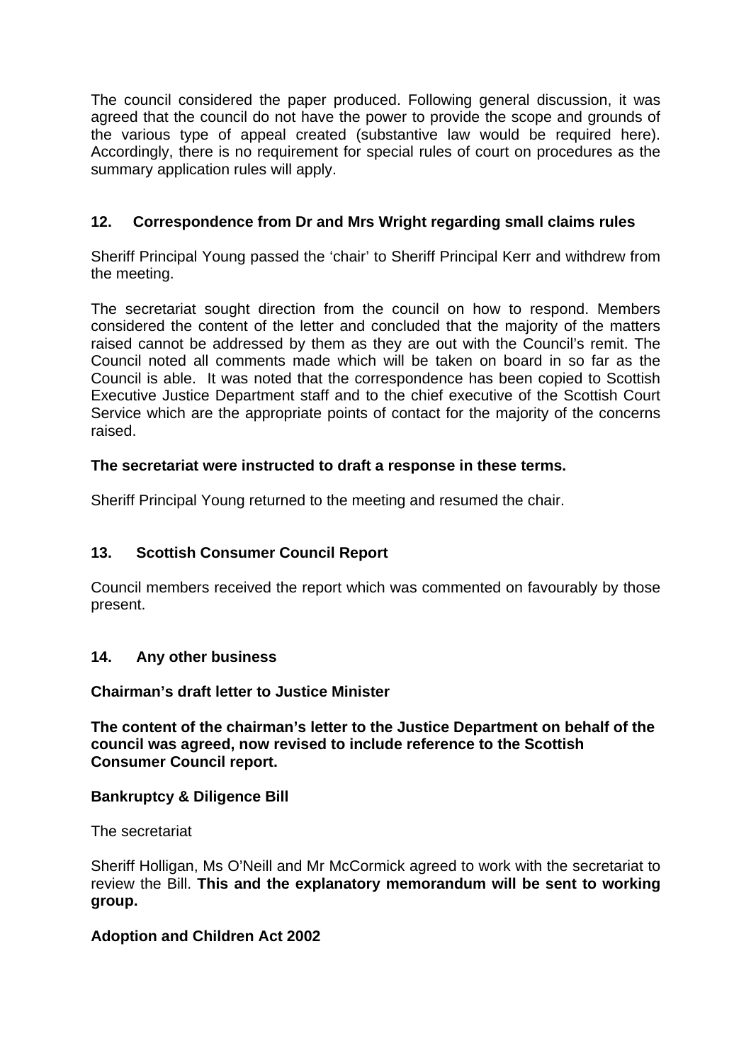The council considered the paper produced. Following general discussion, it was agreed that the council do not have the power to provide the scope and grounds of the various type of appeal created (substantive law would be required here). Accordingly, there is no requirement for special rules of court on procedures as the summary application rules will apply.

## 12. Correspondence from Dr and Mrs Wright regarding small claims rules

Sheriff Principal Young passed the 'chair' to Sheriff Principal Kerr and withdrew from the meeting.

The secretariat sought direction from the council on how to respond. Members considered the content of the letter and concluded that the majority of the matters raised cannot be addressed by them as they are out with the Council's remit. The Council noted all comments made which will be taken on board in so far as the Council is able. It was noted that the correspondence has been copied to Scottish Executive Justice Department staff and to the chief executive of the Scottish Court Service which are the appropriate points of contact for the majority of the concerns raised.

**The secretariat were instructed to draft a response in these terms.**

Sheriff Principal Young returned to the meeting and resumed the chair.

## 13. Scottish Consumer Council Report

Council members received the report which was commented on favourably by those present.

## 14. Any other business

**Chairman's draft letter to Justice Minister**

**The content of the chairman's letter to the Justice Department on behalf of the council was agreed, now revised to include reference to the Scottish Consumer Council report.**

**Bankruptcy & Diligence Bill**

The secretariat

Sheriff Holligan, Ms O'Neill and Mr McCormick agreed to work with the secretariat to review the Bill. **This and the explanatory memorandum will be sent to working group.**

**Adoption and Children Act 2002**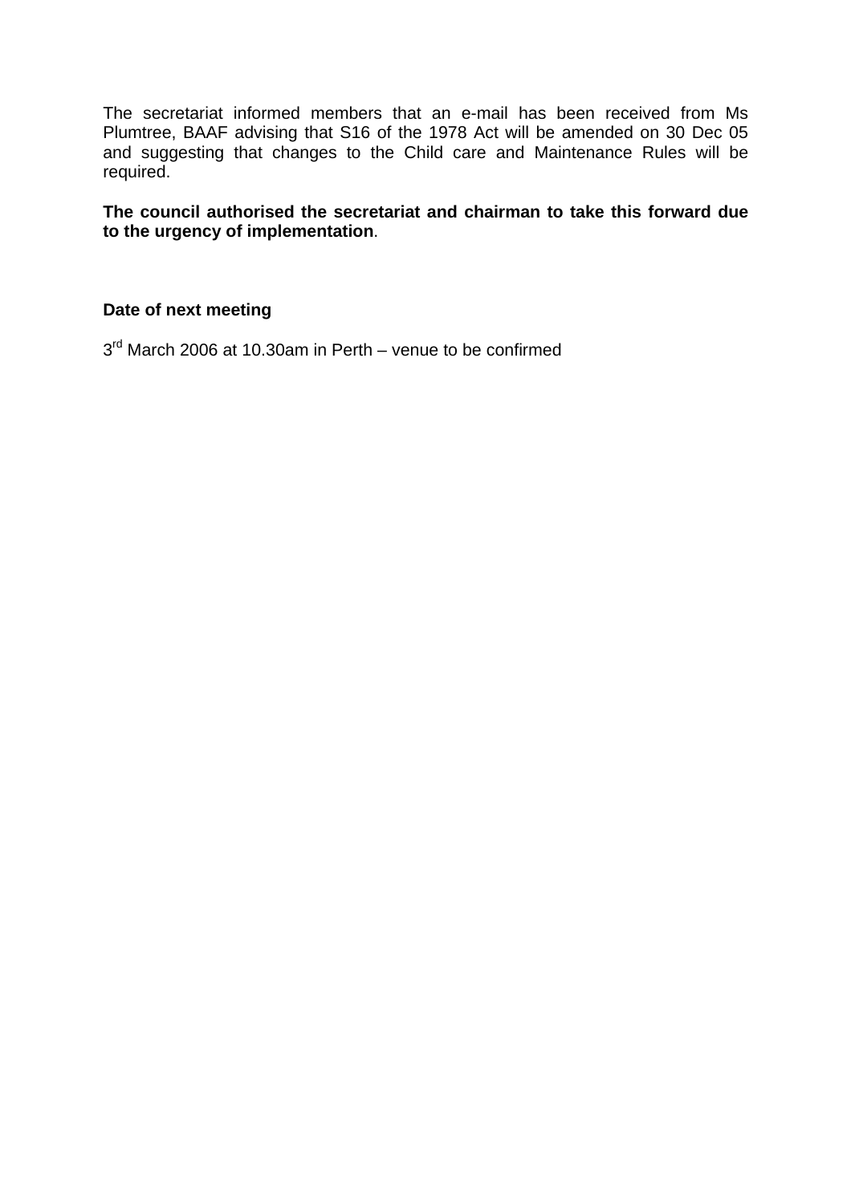The secretariat informed members that an e-mail has been received from Ms Plumtree, BAAF advising that S16 of the 1978 Act will be amended on 30 Dec 05 and suggesting that changes to the Child care and Maintenance Rules will be required.

**The council authorised the secretariat and chairman to take this forward due to the urgency of implementation**.

**Date of next meeting**

3rd March 2006 at 10.30am in Perth – venue to be confirmed